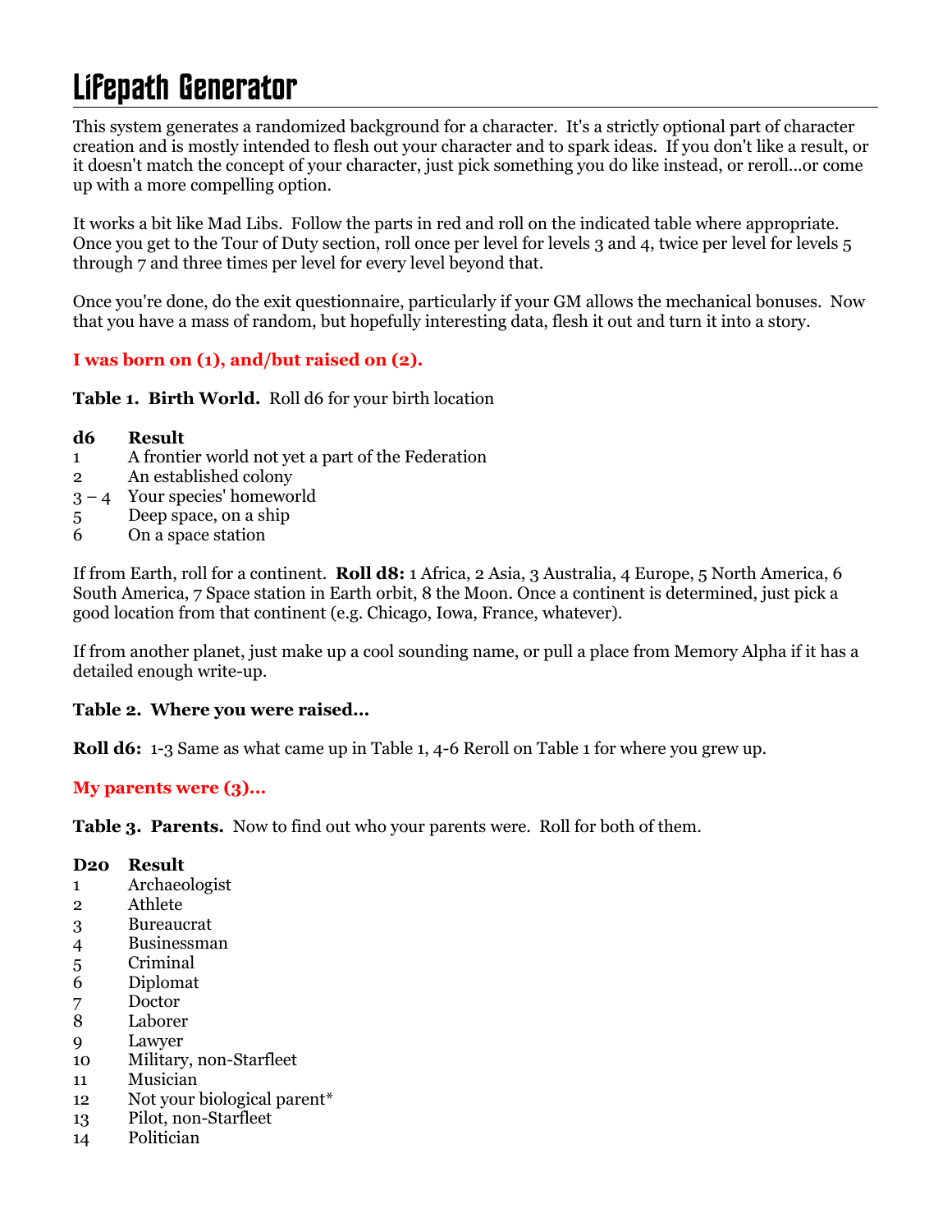# Lifepath Generator

This system generates a randomized background for a character. It's a strictly optional part of character creation and is mostly intended to flesh out your character and to spark ideas. If you don't like a result, or it doesn't match the concept of your character, just pick something you do like instead, or reroll...or come up with a more compelling option.

It works a bit like Mad Libs. Follow the parts in red and roll on the indicated table where appropriate. Once you get to the Tour of Duty section, roll once per level for levels 3 and 4, twice per level for levels 5 through 7 and three times per level for every level beyond that.

Once you're done, do the exit questionnaire, particularly if your GM allows the mechanical bonuses. Now that you have a mass of random, but hopefully interesting data, flesh it out and turn it into a story.

**I was born on (1), and/but raised on (2).**

**Table 1. Birth World.** Roll d6 for your birth location

| d6 | Result |
|---|---|
| 1 | A frontier world not yet a part of the Federation |
| 2 | An established colony |
| 3 – 4 | Your species' homeworld |
| 5 | Deep space, on a ship |
| 6 | On a space station |

If from Earth, roll for a continent. **Roll d8:** 1 Africa, 2 Asia, 3 Australia, 4 Europe, 5 North America, 6 South America, 7 Space station in Earth orbit, 8 the Moon. Once a continent is determined, just pick a good location from that continent (e.g. Chicago, Iowa, France, whatever).

If from another planet, just make up a cool sounding name, or pull a place from Memory Alpha if it has a detailed enough write-up.

**Table 2. Where you were raised...**

**Roll d6:** 1-3 Same as what came up in Table 1, 4-6 Reroll on Table 1 for where you grew up.

**My parents were (3)...**

**Table 3. Parents.** Now to find out who your parents were. Roll for both of them.

| D20 | Result |
|---|---|
| 1 | Archaeologist |
| 2 | Athlete |
| 3 | Bureaucrat |
| 4 | Businessman |
| 5 | Criminal |
| 6 | Diplomat |
| 7 | Doctor |
| 8 | Laborer |
| 9 | Lawyer |
| 10 | Military, non-Starfleet |
| 11 | Musician |
| 12 | Not your biological parent* |
| 13 | Pilot, non-Starfleet |
| 14 | Politician |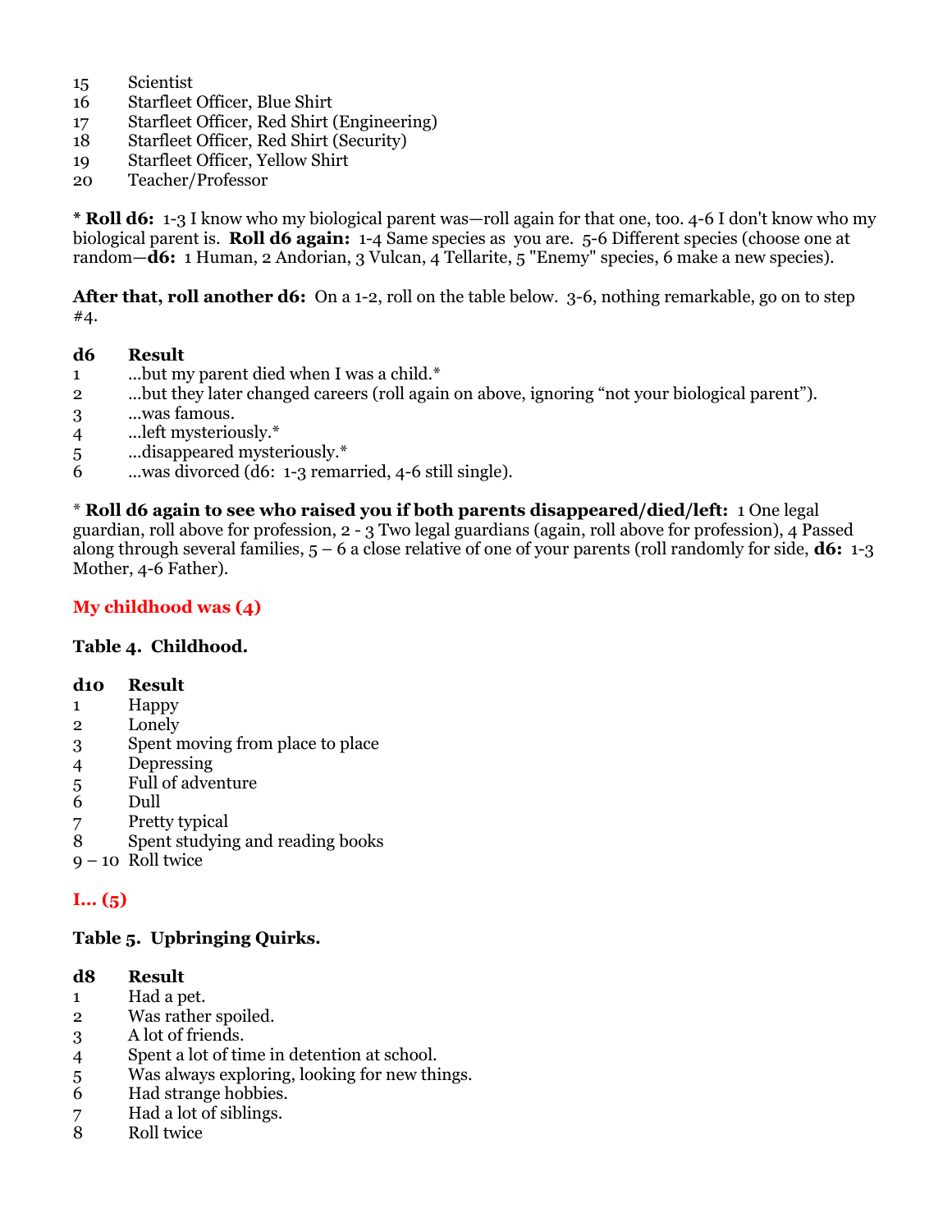| | |
|---|---|
| 15 | Scientist |
| 16 | Starfleet Officer, Blue Shirt |
| 17 | Starfleet Officer, Red Shirt (Engineering) |
| 18 | Starfleet Officer, Red Shirt (Security) |
| 19 | Starfleet Officer, Yellow Shirt |
| 20 | Teacher/Professor |

* **Roll d6:** 1-3 I know who my biological parent was—roll again for that one, too. 4-6 I don't know who my biological parent is. **Roll d6 again:** 1-4 Same species as you are. 5-6 Different species (choose one at random—**d6:** 1 Human, 2 Andorian, 3 Vulcan, 4 Tellarite, 5 "Enemy" species, 6 make a new species).

**After that, roll another d6:** On a 1-2, roll on the table below. 3-6, nothing remarkable, go on to step #4.

| d6 | Result |
|---|---|
| 1 | …but my parent died when I was a child.* |
| 2 | …but they later changed careers (roll again on above, ignoring "not your biological parent"). |
| 3 | …was famous. |
| 4 | …left mysteriously.* |
| 5 | …disappeared mysteriously.* |
| 6 | …was divorced (d6: 1-3 remarried, 4-6 still single). |

* **Roll d6 again to see who raised you if both parents disappeared/died/left:** 1 One legal guardian, roll above for profession, 2 - 3 Two legal guardians (again, roll above for profession), 4 Passed along through several families, 5 – 6 a close relative of one of your parents (roll randomly for side, **d6:** 1-3 Mother, 4-6 Father).

## My childhood was (4)

### Table 4. Childhood.

| d10 | Result |
|---|---|
| 1 | Happy |
| 2 | Lonely |
| 3 | Spent moving from place to place |
| 4 | Depressing |
| 5 | Full of adventure |
| 6 | Dull |
| 7 | Pretty typical |
| 8 | Spent studying and reading books |
| 9 – 10 | Roll twice |

## I… (5)

### Table 5. Upbringing Quirks.

| d8 | Result |
|---|---|
| 1 | Had a pet. |
| 2 | Was rather spoiled. |
| 3 | A lot of friends. |
| 4 | Spent a lot of time in detention at school. |
| 5 | Was always exploring, looking for new things. |
| 6 | Had strange hobbies. |
| 7 | Had a lot of siblings. |
| 8 | Roll twice |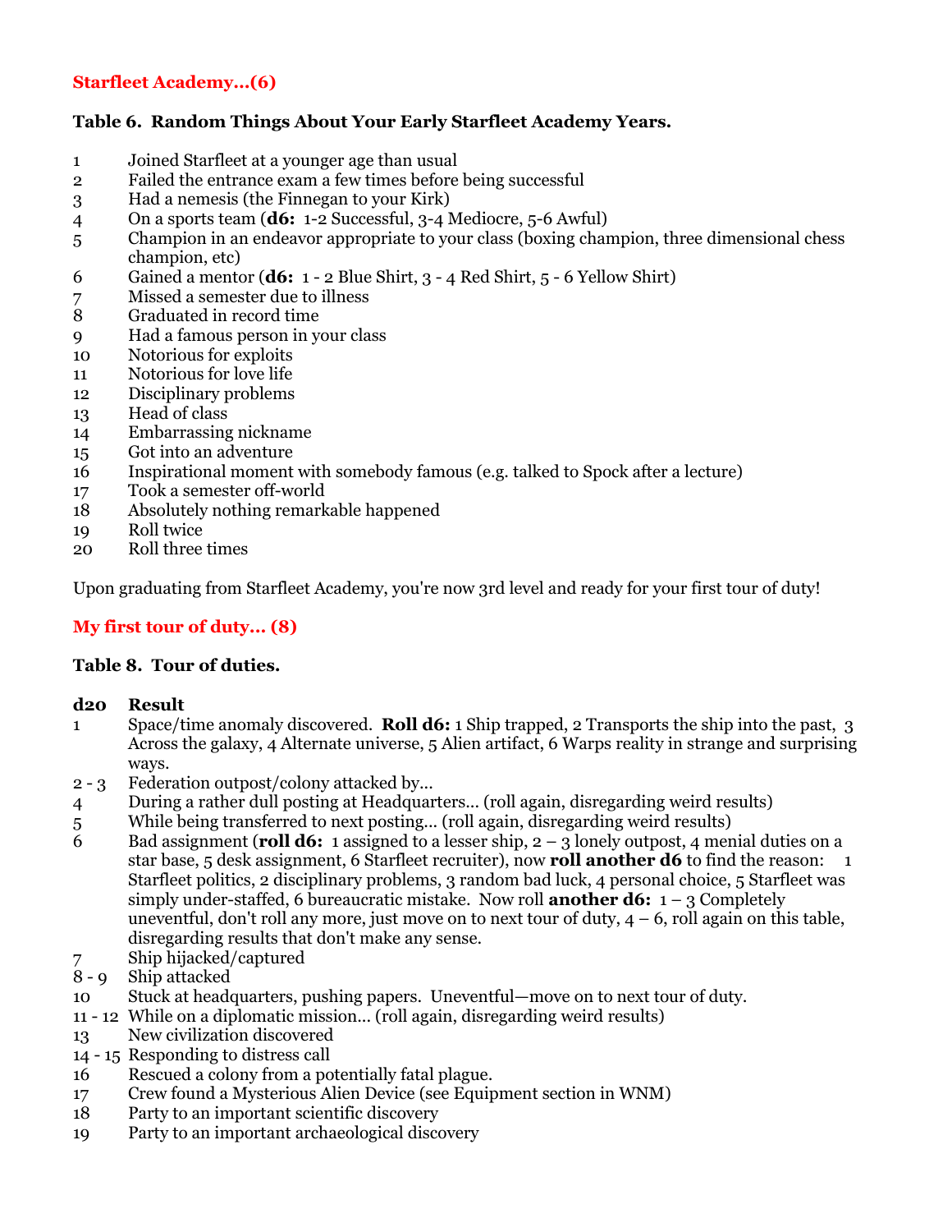## Starfleet Academy...(6)

### Table 6. Random Things About Your Early Starfleet Academy Years.

| | |
|---|---|
| 1 | Joined Starfleet at a younger age than usual |
| 2 | Failed the entrance exam a few times before being successful |
| 3 | Had a nemesis (the Finnegan to your Kirk) |
| 4 | On a sports team (**d6:** 1-2 Successful, 3-4 Mediocre, 5-6 Awful) |
| 5 | Champion in an endeavor appropriate to your class (boxing champion, three dimensional chess champion, etc) |
| 6 | Gained a mentor (**d6:** 1 - 2 Blue Shirt, 3 - 4 Red Shirt, 5 - 6 Yellow Shirt) |
| 7 | Missed a semester due to illness |
| 8 | Graduated in record time |
| 9 | Had a famous person in your class |
| 10 | Notorious for exploits |
| 11 | Notorious for love life |
| 12 | Disciplinary problems |
| 13 | Head of class |
| 14 | Embarrassing nickname |
| 15 | Got into an adventure |
| 16 | Inspirational moment with somebody famous (e.g. talked to Spock after a lecture) |
| 17 | Took a semester off-world |
| 18 | Absolutely nothing remarkable happened |
| 19 | Roll twice |
| 20 | Roll three times |

Upon graduating from Starfleet Academy, you're now 3rd level and ready for your first tour of duty!

## My first tour of duty... (8)

### Table 8. Tour of duties.

| d20 | Result |
|---|---|
| 1 | Space/time anomaly discovered. **Roll d6:** 1 Ship trapped, 2 Transports the ship into the past, 3 Across the galaxy, 4 Alternate universe, 5 Alien artifact, 6 Warps reality in strange and surprising ways. |
| 2 - 3 | Federation outpost/colony attacked by... |
| 4 | During a rather dull posting at Headquarters... (roll again, disregarding weird results) |
| 5 | While being transferred to next posting... (roll again, disregarding weird results) |
| 6 | Bad assignment (**roll d6:** 1 assigned to a lesser ship, 2 – 3 lonely outpost, 4 menial duties on a star base, 5 desk assignment, 6 Starfleet recruiter), now **roll another d6** to find the reason: 1 Starfleet politics, 2 disciplinary problems, 3 random bad luck, 4 personal choice, 5 Starfleet was simply under-staffed, 6 bureaucratic mistake. Now roll **another d6:** 1 – 3 Completely uneventful, don't roll any more, just move on to next tour of duty, 4 – 6, roll again on this table, disregarding results that don't make any sense. |
| 7 | Ship hijacked/captured |
| 8 - 9 | Ship attacked |
| 10 | Stuck at headquarters, pushing papers. Uneventful—move on to next tour of duty. |
| 11 - 12 | While on a diplomatic mission... (roll again, disregarding weird results) |
| 13 | New civilization discovered |
| 14 - 15 | Responding to distress call |
| 16 | Rescued a colony from a potentially fatal plague. |
| 17 | Crew found a Mysterious Alien Device (see Equipment section in WNM) |
| 18 | Party to an important scientific discovery |
| 19 | Party to an important archaeological discovery |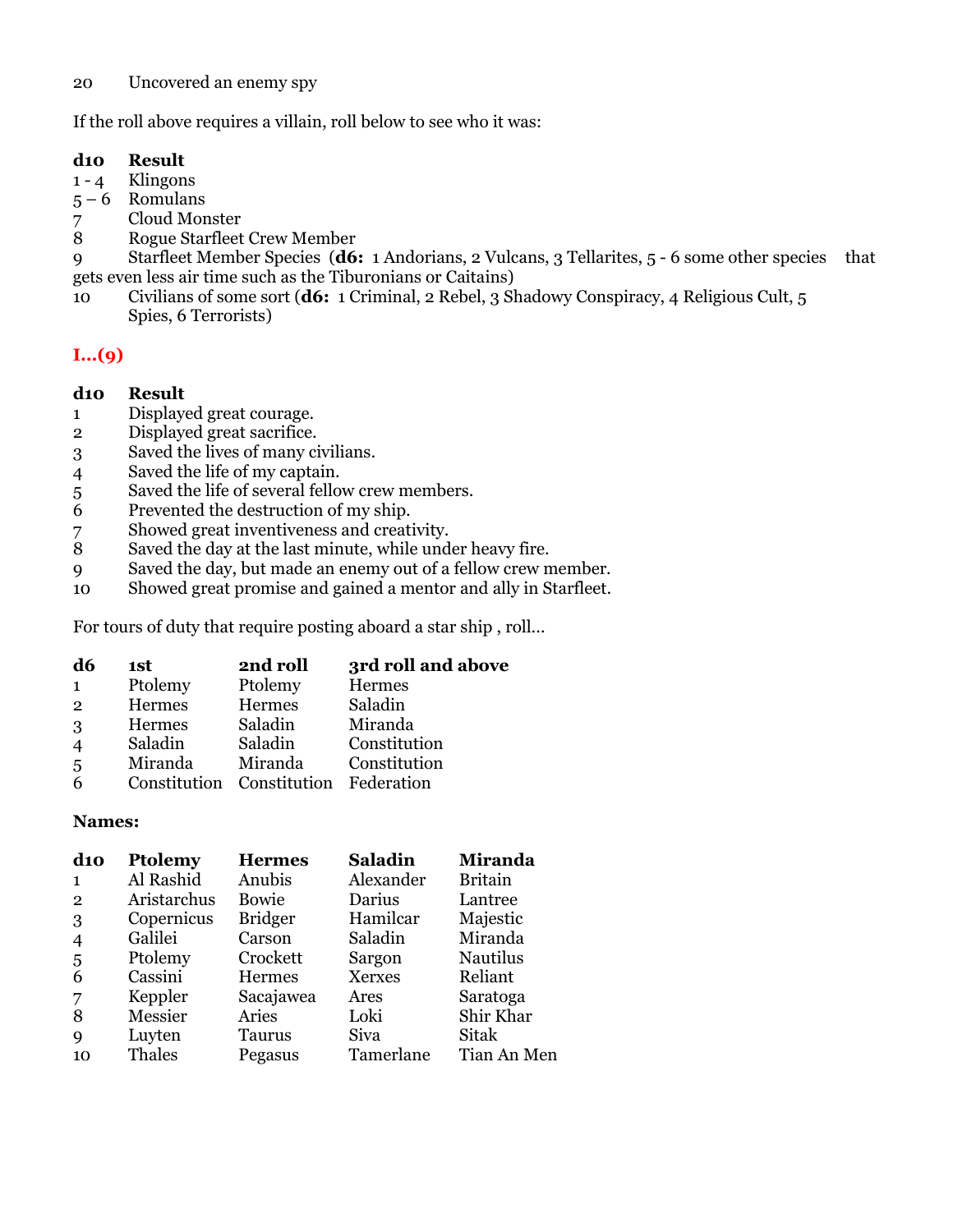| | |
|---|---|
| 20 | Uncovered an enemy spy |

If the roll above requires a villain, roll below to see who it was:

| d10 | Result |
|---|---|
| 1 - 4 | Klingons |
| 5 – 6 | Romulans |
| 7 | Cloud Monster |
| 8 | Rogue Starfleet Crew Member |
| 9 | Starfleet Member Species (**d6:** 1 Andorians, 2 Vulcans, 3 Tellarites, 5 - 6 some other species that gets even less air time such as the Tiburonians or Caitains) |
| 10 | Civilians of some sort (**d6:** 1 Criminal, 2 Rebel, 3 Shadowy Conspiracy, 4 Religious Cult, 5 Spies, 6 Terrorists) |

## I...(9)

| d10 | Result |
|---|---|
| 1 | Displayed great courage. |
| 2 | Displayed great sacrifice. |
| 3 | Saved the lives of many civilians. |
| 4 | Saved the life of my captain. |
| 5 | Saved the life of several fellow crew members. |
| 6 | Prevented the destruction of my ship. |
| 7 | Showed great inventiveness and creativity. |
| 8 | Saved the day at the last minute, while under heavy fire. |
| 9 | Saved the day, but made an enemy out of a fellow crew member. |
| 10 | Showed great promise and gained a mentor and ally in Starfleet. |

For tours of duty that require posting aboard a star ship , roll...

| d6 | 1st | 2nd roll | 3rd roll and above |
|---|---|---|---|
| 1 | Ptolemy | Ptolemy | Hermes |
| 2 | Hermes | Hermes | Saladin |
| 3 | Hermes | Saladin | Miranda |
| 4 | Saladin | Saladin | Constitution |
| 5 | Miranda | Miranda | Constitution |
| 6 | Constitution | Constitution | Federation |

**Names:**

| d10 | Ptolemy | Hermes | Saladin | Miranda |
|---|---|---|---|---|
| 1 | Al Rashid | Anubis | Alexander | Britain |
| 2 | Aristarchus | Bowie | Darius | Lantree |
| 3 | Copernicus | Bridger | Hamilcar | Majestic |
| 4 | Galilei | Carson | Saladin | Miranda |
| 5 | Ptolemy | Crockett | Sargon | Nautilus |
| 6 | Cassini | Hermes | Xerxes | Reliant |
| 7 | Keppler | Sacajawea | Ares | Saratoga |
| 8 | Messier | Aries | Loki | Shir Khar |
| 9 | Luyten | Taurus | Siva | Sitak |
| 10 | Thales | Pegasus | Tamerlane | Tian An Men |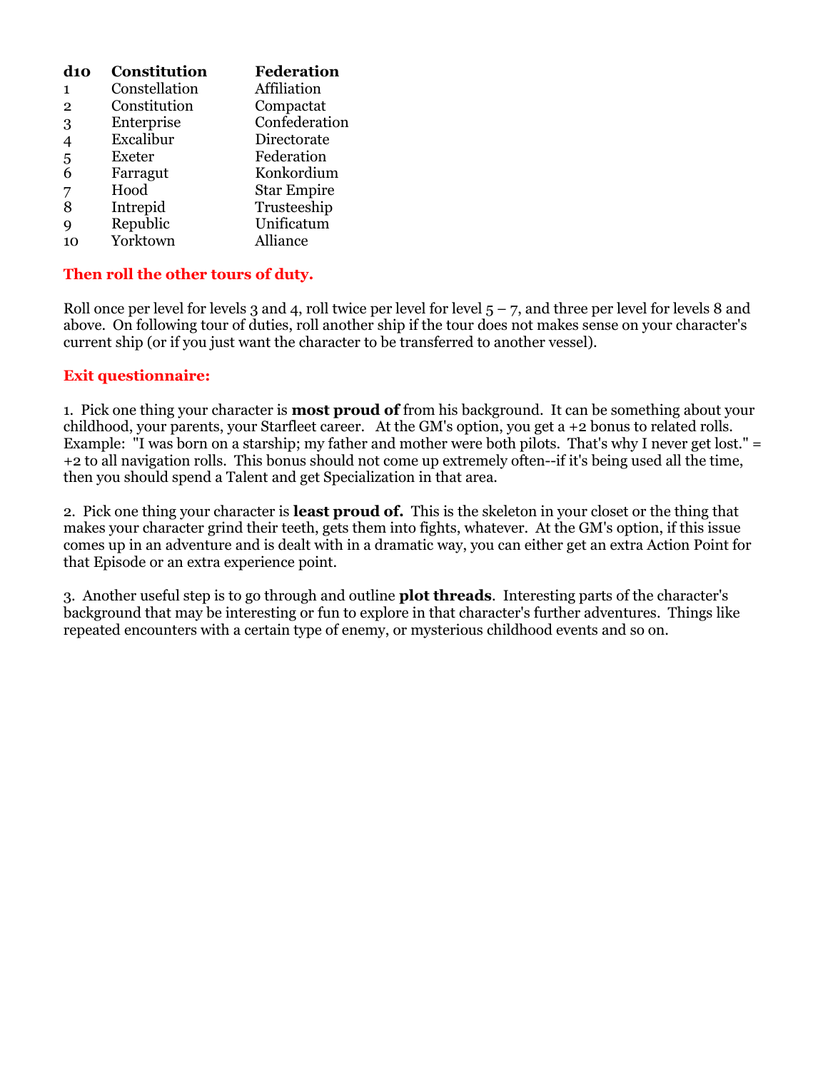| d10 | Constitution | Federation |
| --- | --- | --- |
| 1 | Constellation | Affiliation |
| 2 | Constitution | Compactat |
| 3 | Enterprise | Confederation |
| 4 | Excalibur | Directorate |
| 5 | Exeter | Federation |
| 6 | Farragut | Konkordium |
| 7 | Hood | Star Empire |
| 8 | Intrepid | Trusteeship |
| 9 | Republic | Unificatum |
| 10 | Yorktown | Alliance |

**Then roll the other tours of duty.**

Roll once per level for levels 3 and 4, roll twice per level for level 5 – 7, and three per level for levels 8 and above. On following tour of duties, roll another ship if the tour does not makes sense on your character's current ship (or if you just want the character to be transferred to another vessel).

**Exit questionnaire:**

1. Pick one thing your character is **most proud of** from his background. It can be something about your childhood, your parents, your Starfleet career. At the GM's option, you get a +2 bonus to related rolls. Example: "I was born on a starship; my father and mother were both pilots. That's why I never get lost." = +2 to all navigation rolls. This bonus should not come up extremely often--if it's being used all the time, then you should spend a Talent and get Specialization in that area.

2. Pick one thing your character is **least proud of.** This is the skeleton in your closet or the thing that makes your character grind their teeth, gets them into fights, whatever. At the GM's option, if this issue comes up in an adventure and is dealt with in a dramatic way, you can either get an extra Action Point for that Episode or an extra experience point.

3. Another useful step is to go through and outline **plot threads**. Interesting parts of the character's background that may be interesting or fun to explore in that character's further adventures. Things like repeated encounters with a certain type of enemy, or mysterious childhood events and so on.